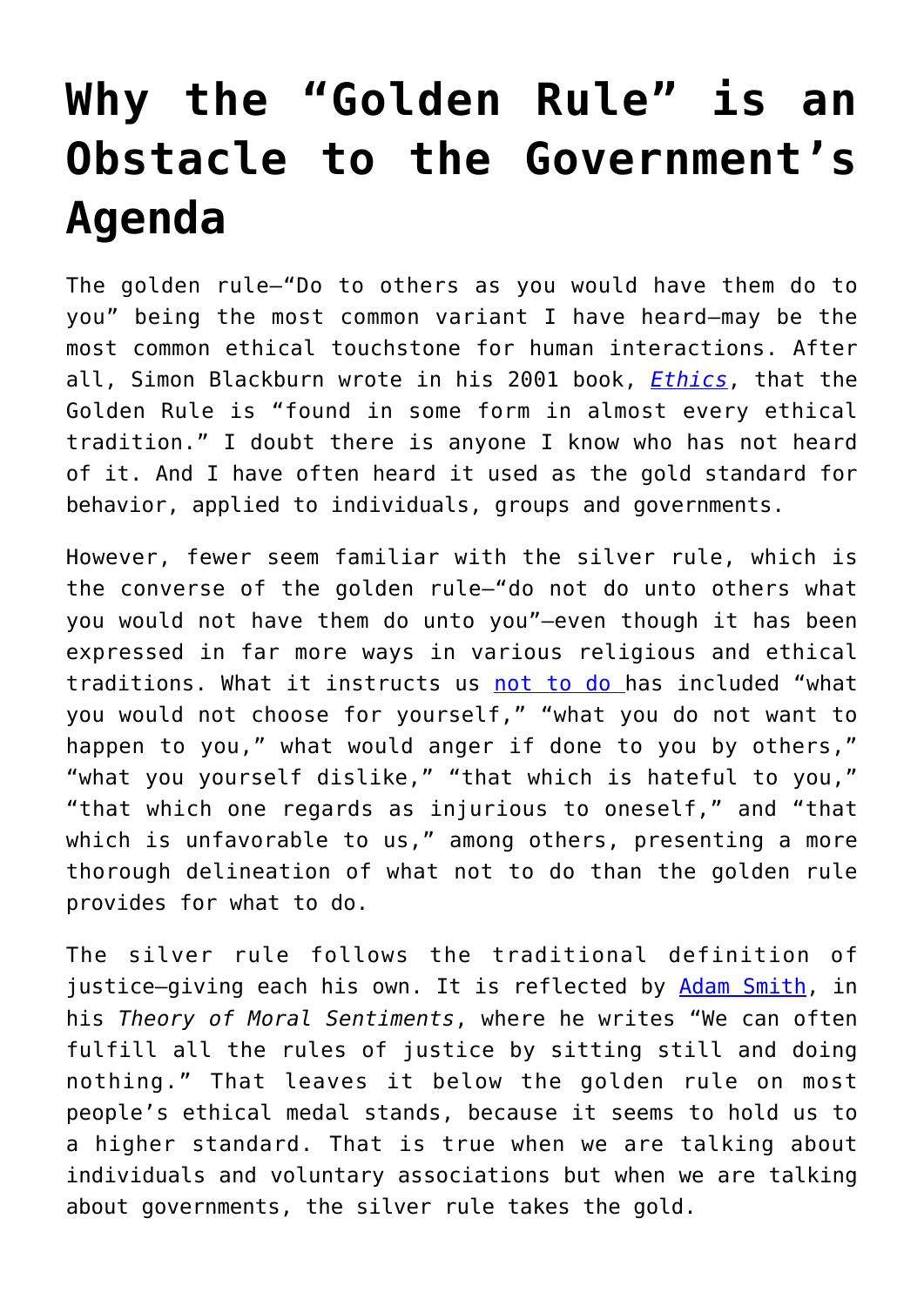# Why the "Golden Rule" is an Obstacle to the Government's Agenda

The golden rule—"Do to others as you would have them do to you" being the most common variant I have heard—may be the most common ethical touchstone for human interactions. After all, Simon Blackburn wrote in his 2001 book, *Ethics*, that the Golden Rule is "found in some form in almost every ethical tradition." I doubt there is anyone I know who has not heard of it. And I have often heard it used as the gold standard for behavior, applied to individuals, groups and governments.

However, fewer seem familiar with the silver rule, which is the converse of the golden rule—"do not do unto others what you would not have them do unto you"—even though it has been expressed in far more ways in various religious and ethical traditions. What it instructs us not to do has included "what you would not choose for yourself," "what you do not want to happen to you," what would anger if done to you by others," "what you yourself dislike," "that which is hateful to you," "that which one regards as injurious to oneself," and "that which is unfavorable to us," among others, presenting a more thorough delineation of what not to do than the golden rule provides for what to do.

The silver rule follows the traditional definition of justice—giving each his own. It is reflected by Adam Smith, in his *Theory of Moral Sentiments*, where he writes "We can often fulfill all the rules of justice by sitting still and doing nothing." That leaves it below the golden rule on most people's ethical medal stands, because it seems to hold us to a higher standard. That is true when we are talking about individuals and voluntary associations but when we are talking about governments, the silver rule takes the gold.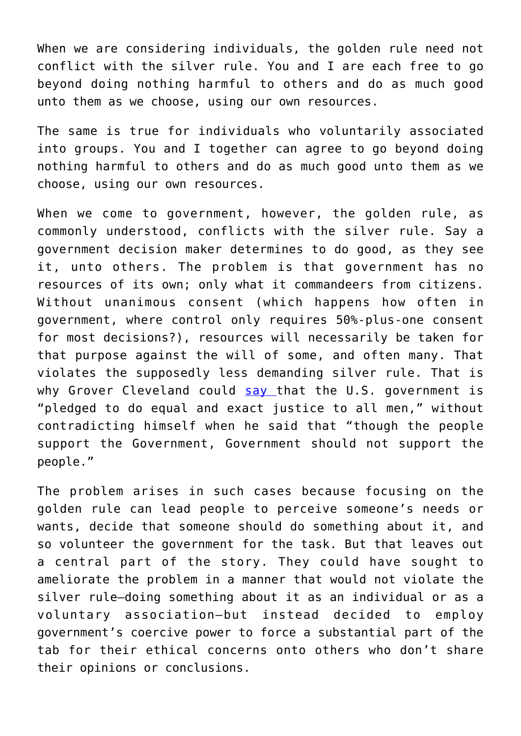When we are considering individuals, the golden rule need not conflict with the silver rule. You and I are each free to go beyond doing nothing harmful to others and do as much good unto them as we choose, using our own resources.

The same is true for individuals who voluntarily associated into groups. You and I together can agree to go beyond doing nothing harmful to others and do as much good unto them as we choose, using our own resources.

When we come to government, however, the golden rule, as commonly understood, conflicts with the silver rule. Say a government decision maker determines to do good, as they see it, unto others. The problem is that government has no resources of its own; only what it commandeers from citizens. Without unanimous consent (which happens how often in government, where control only requires 50%-plus-one consent for most decisions?), resources will necessarily be taken for that purpose against the will of some, and often many. That violates the supposedly less demanding silver rule. That is why Grover Cleveland could [say ]that the U.S. government is "pledged to do equal and exact justice to all men," without contradicting himself when he said that "though the people support the Government, Government should not support the people."

The problem arises in such cases because focusing on the golden rule can lead people to perceive someone's needs or wants, decide that someone should do something about it, and so volunteer the government for the task. But that leaves out a central part of the story. They could have sought to ameliorate the problem in a manner that would not violate the silver rule—doing something about it as an individual or as a voluntary association—but instead decided to employ government's coercive power to force a substantial part of the tab for their ethical concerns onto others who don't share their opinions or conclusions.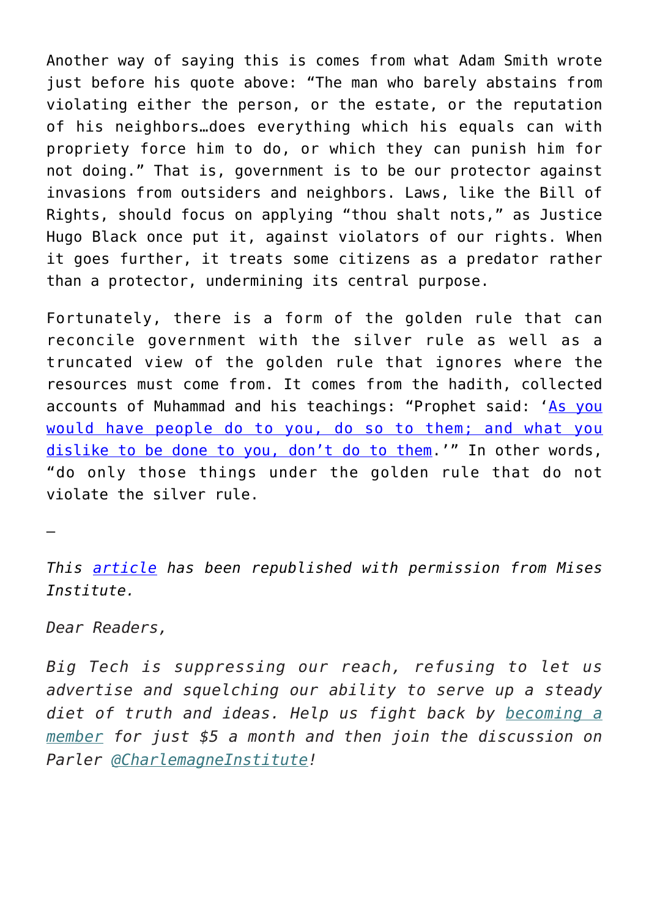Another way of saying this is comes from what Adam Smith wrote just before his quote above: “The man who barely abstains from violating either the person, or the estate, or the reputation of his neighbors…does everything which his equals can with propriety force him to do, or which they can punish him for not doing.” That is, government is to be our protector against invasions from outsiders and neighbors. Laws, like the Bill of Rights, should focus on applying “thou shalt nots,” as Justice Hugo Black once put it, against violators of our rights. When it goes further, it treats some citizens as a predator rather than a protector, undermining its central purpose.

Fortunately, there is a form of the golden rule that can reconcile government with the silver rule as well as a truncated view of the golden rule that ignores where the resources must come from. It comes from the hadith, collected accounts of Muhammad and his teachings: “Prophet said: ‘As you would have people do to you, do so to them; and what you dislike to be done to you, don’t do to them.’” In other words, “do only those things under the golden rule that do not violate the silver rule.

—

*This article has been republished with permission from Mises Institute.*

*Dear Readers,*

*Big Tech is suppressing our reach, refusing to let us advertise and squelching our ability to serve up a steady diet of truth and ideas. Help us fight back by becoming a member for just $5 a month and then join the discussion on Parler @CharlemagneInstitute!*